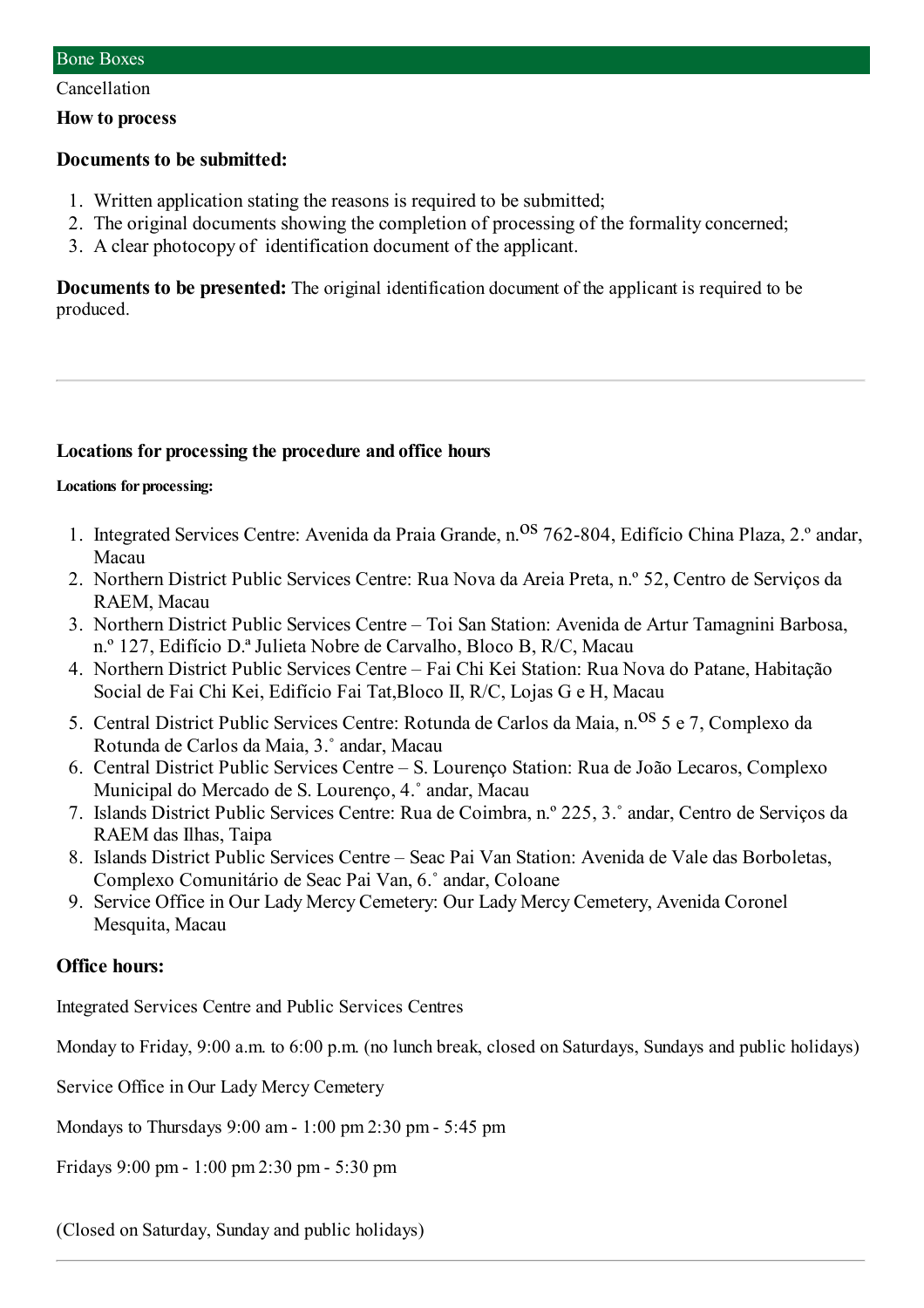## Bone Boxes

Cancellation

**How to process**

### Documents to be submitted:

1. Written application stating the reasons is required to be submitted;
2. The original documents showing the completion of processing of the formality concerned;
3. A clear photocopy of identification document of the applicant.

**Documents to be presented:** The original identification document of the applicant is required to be produced.

---

### Locations for processing the procedure and office hours

**Locations for processing:**

1. Integrated Services Centre: Avenida da Praia Grande, n.$^{os}$ 762-804, Edifício China Plaza, 2.º andar, Macau
2. Northern District Public Services Centre: Rua Nova da Areia Preta, n.º 52, Centro de Serviços da RAEM, Macau
3. Northern District Public Services Centre – Toi San Station: Avenida de Artur Tamagnini Barbosa, n.º 127, Edifício D.ª Julieta Nobre de Carvalho, Bloco B, R/C, Macau
4. Northern District Public Services Centre – Fai Chi Kei Station: Rua Nova do Patane, Habitação Social de Fai Chi Kei, Edifício Fai Tat,Bloco II, R/C, Lojas G e H, Macau
5. Central District Public Services Centre: Rotunda de Carlos da Maia, n.$^{os}$ 5 e 7, Complexo da Rotunda de Carlos da Maia, 3.˚ andar, Macau
6. Central District Public Services Centre – S. Lourenço Station: Rua de João Lecaros, Complexo Municipal do Mercado de S. Lourenço, 4.˚ andar, Macau
7. Islands District Public Services Centre: Rua de Coimbra, n.º 225, 3.˚ andar, Centro de Serviços da RAEM das Ilhas, Taipa
8. Islands District Public Services Centre – Seac Pai Van Station: Avenida de Vale das Borboletas, Complexo Comunitário de Seac Pai Van, 6.˚ andar, Coloane
9. Service Office in Our Lady Mercy Cemetery: Our Lady Mercy Cemetery, Avenida Coronel Mesquita, Macau

### Office hours:

Integrated Services Centre and Public Services Centres

Monday to Friday, 9:00 a.m. to 6:00 p.m. (no lunch break, closed on Saturdays, Sundays and public holidays)

Service Office in Our Lady Mercy Cemetery

Mondays to Thursdays 9:00 am - 1:00 pm 2:30 pm - 5:45 pm

Fridays 9:00 pm - 1:00 pm 2:30 pm - 5:30 pm

(Closed on Saturday, Sunday and public holidays)

---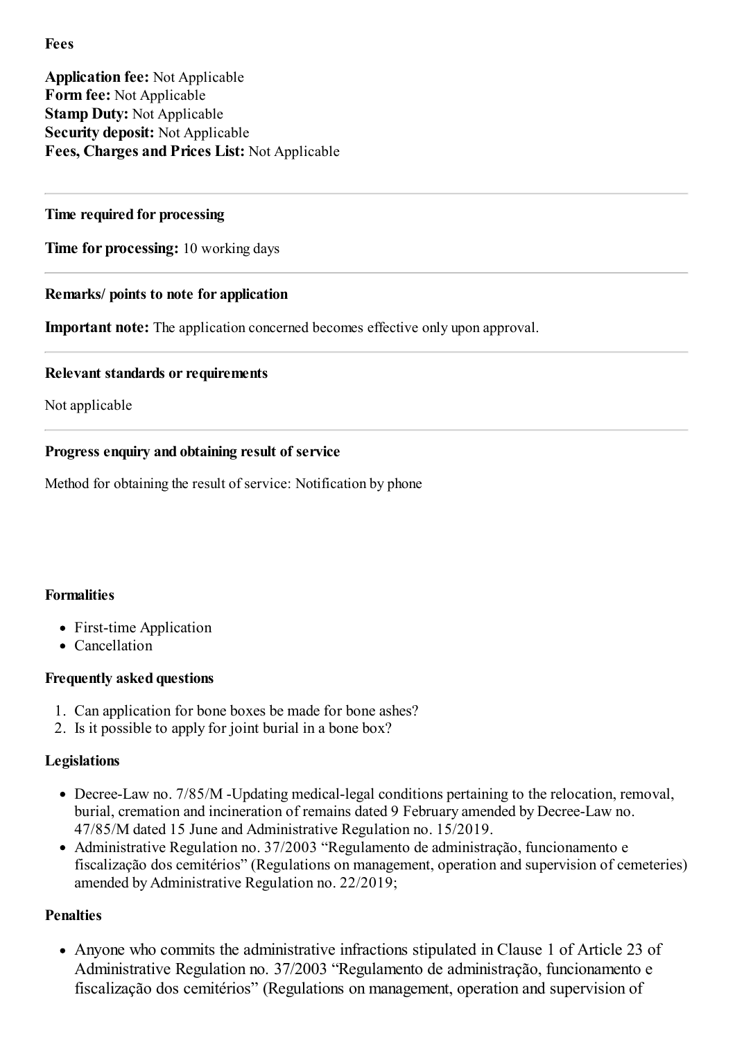**Fees**

**Application fee:** Not Applicable
**Form fee:** Not Applicable
**Stamp Duty:** Not Applicable
**Security deposit:** Not Applicable
**Fees, Charges and Prices List:** Not Applicable

---

**Time required for processing**

**Time for processing:** 10 working days

---

**Remarks/ points to note for application**

**Important note:** The application concerned becomes effective only upon approval.

---

**Relevant standards or requirements**

Not applicable

---

**Progress enquiry and obtaining result of service**

Method for obtaining the result of service: Notification by phone

**Formalities**

- First-time Application
- Cancellation

**Frequently asked questions**

1. Can application for bone boxes be made for bone ashes?
2. Is it possible to apply for joint burial in a bone box?

**Legislations**

- Decree-Law no. 7/85/M -Updating medical-legal conditions pertaining to the relocation, removal, burial, cremation and incineration of remains dated 9 February amended by Decree-Law no. 47/85/M dated 15 June and Administrative Regulation no. 15/2019.
- Administrative Regulation no. 37/2003 "Regulamento de administração, funcionamento e fiscalização dos cemitérios" (Regulations on management, operation and supervision of cemeteries) amended by Administrative Regulation no. 22/2019;

**Penalties**

- Anyone who commits the administrative infractions stipulated in Clause 1 of Article 23 of Administrative Regulation no. 37/2003 "Regulamento de administração, funcionamento e fiscalização dos cemitérios" (Regulations on management, operation and supervision of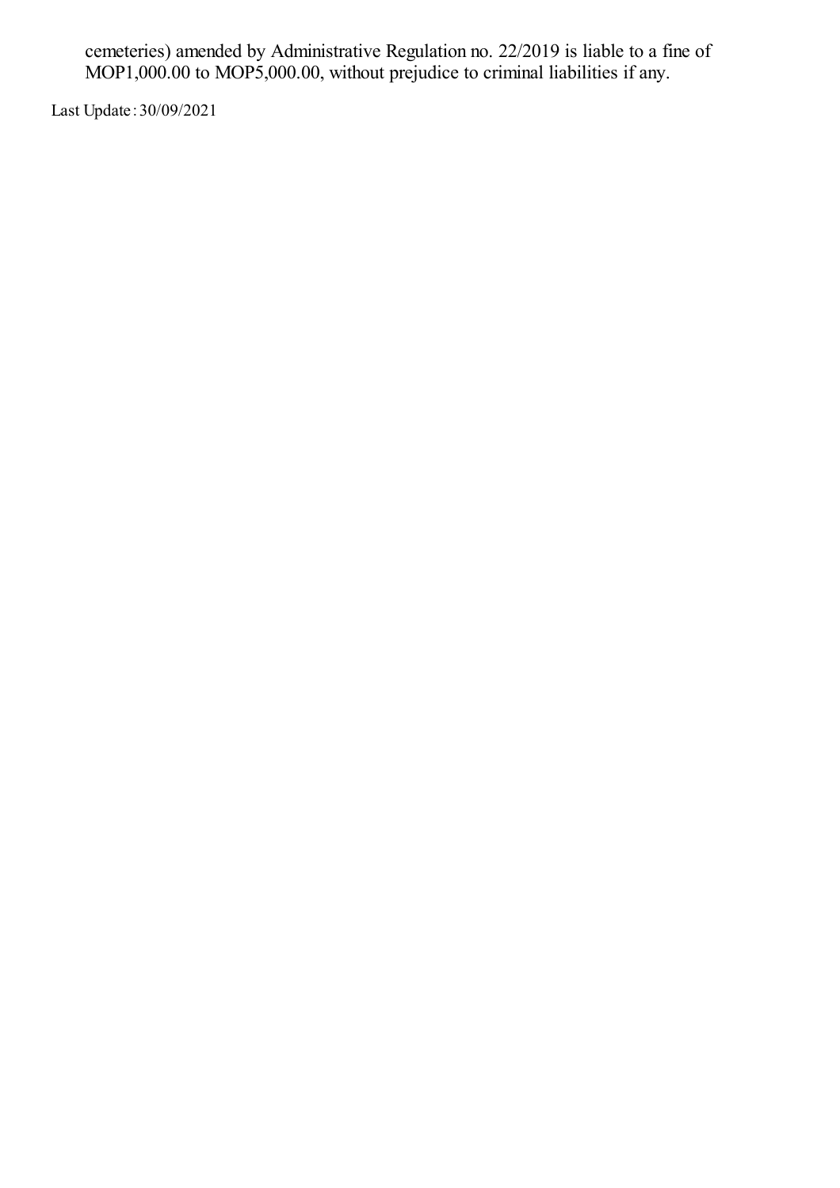cemeteries) amended by Administrative Regulation no. 22/2019 is liable to a fine of MOP1,000.00 to MOP5,000.00, without prejudice to criminal liabilities if any.

Last Update : 30/09/2021